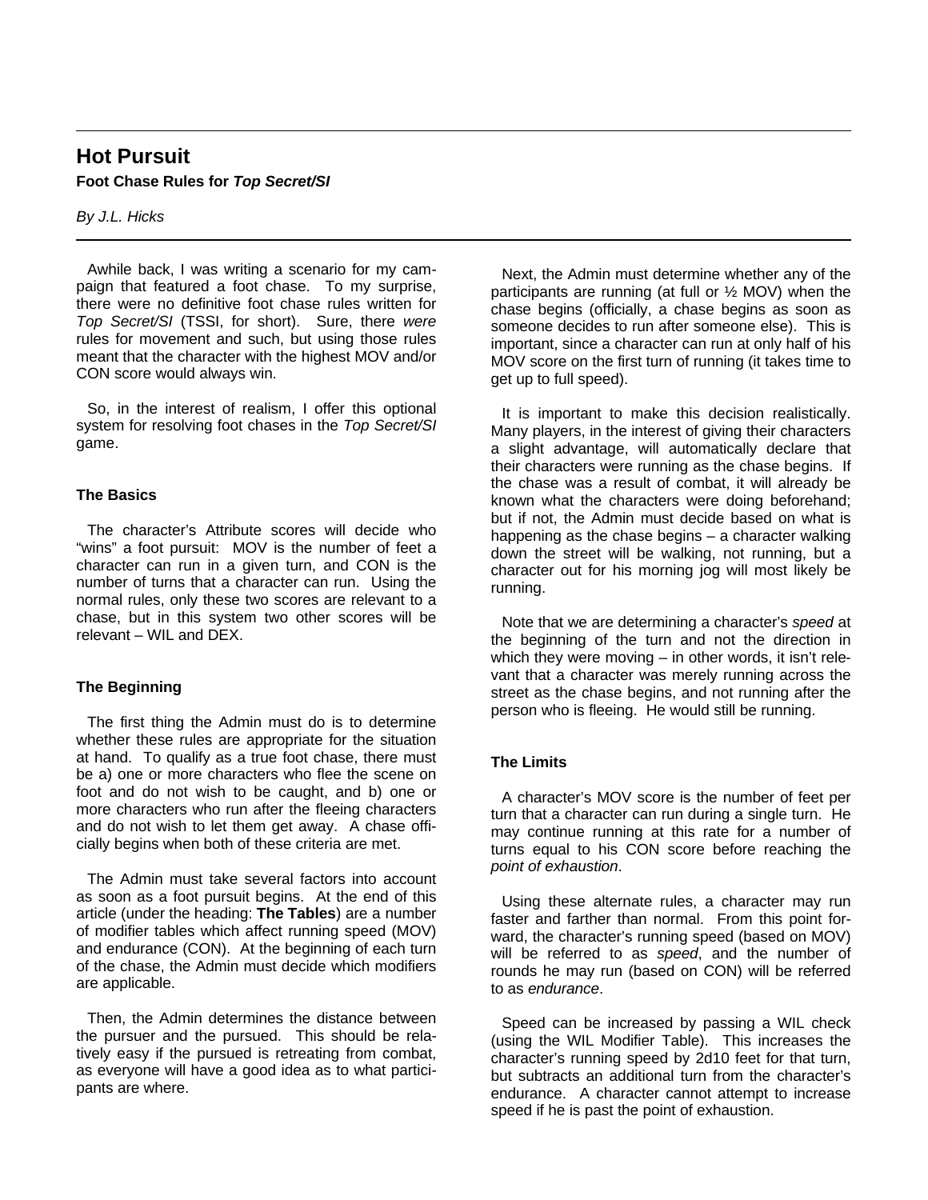# Hot Pursuit

**Foot Chase Rules for *Top Secret/SI***

*By J.L. Hicks*

Awhile back, I was writing a scenario for my campaign that featured a foot chase. To my surprise, there were no definitive foot chase rules written for *Top Secret/SI* (TSSI, for short). Sure, there *were* rules for movement and such, but using those rules meant that the character with the highest MOV and/or CON score would always win.

So, in the interest of realism, I offer this optional system for resolving foot chases in the *Top Secret/SI* game.

### The Basics

The character's Attribute scores will decide who "wins" a foot pursuit: MOV is the number of feet a character can run in a given turn, and CON is the number of turns that a character can run. Using the normal rules, only these two scores are relevant to a chase, but in this system two other scores will be relevant – WIL and DEX.

### The Beginning

The first thing the Admin must do is to determine whether these rules are appropriate for the situation at hand. To qualify as a true foot chase, there must be a) one or more characters who flee the scene on foot and do not wish to be caught, and b) one or more characters who run after the fleeing characters and do not wish to let them get away. A chase officially begins when both of these criteria are met.

The Admin must take several factors into account as soon as a foot pursuit begins. At the end of this article (under the heading: **The Tables**) are a number of modifier tables which affect running speed (MOV) and endurance (CON). At the beginning of each turn of the chase, the Admin must decide which modifiers are applicable.

Then, the Admin determines the distance between the pursuer and the pursued. This should be relatively easy if the pursued is retreating from combat, as everyone will have a good idea as to what participants are where.

Next, the Admin must determine whether any of the participants are running (at full or ½ MOV) when the chase begins (officially, a chase begins as soon as someone decides to run after someone else). This is important, since a character can run at only half of his MOV score on the first turn of running (it takes time to get up to full speed).

It is important to make this decision realistically. Many players, in the interest of giving their characters a slight advantage, will automatically declare that their characters were running as the chase begins. If the chase was a result of combat, it will already be known what the characters were doing beforehand; but if not, the Admin must decide based on what is happening as the chase begins – a character walking down the street will be walking, not running, but a character out for his morning jog will most likely be running.

Note that we are determining a character's *speed* at the beginning of the turn and not the direction in which they were moving – in other words, it isn't relevant that a character was merely running across the street as the chase begins, and not running after the person who is fleeing. He would still be running.

### The Limits

A character's MOV score is the number of feet per turn that a character can run during a single turn. He may continue running at this rate for a number of turns equal to his CON score before reaching the *point of exhaustion*.

Using these alternate rules, a character may run faster and farther than normal. From this point forward, the character's running speed (based on MOV) will be referred to as *speed*, and the number of rounds he may run (based on CON) will be referred to as *endurance*.

Speed can be increased by passing a WIL check (using the WIL Modifier Table). This increases the character's running speed by 2d10 feet for that turn, but subtracts an additional turn from the character's endurance. A character cannot attempt to increase speed if he is past the point of exhaustion.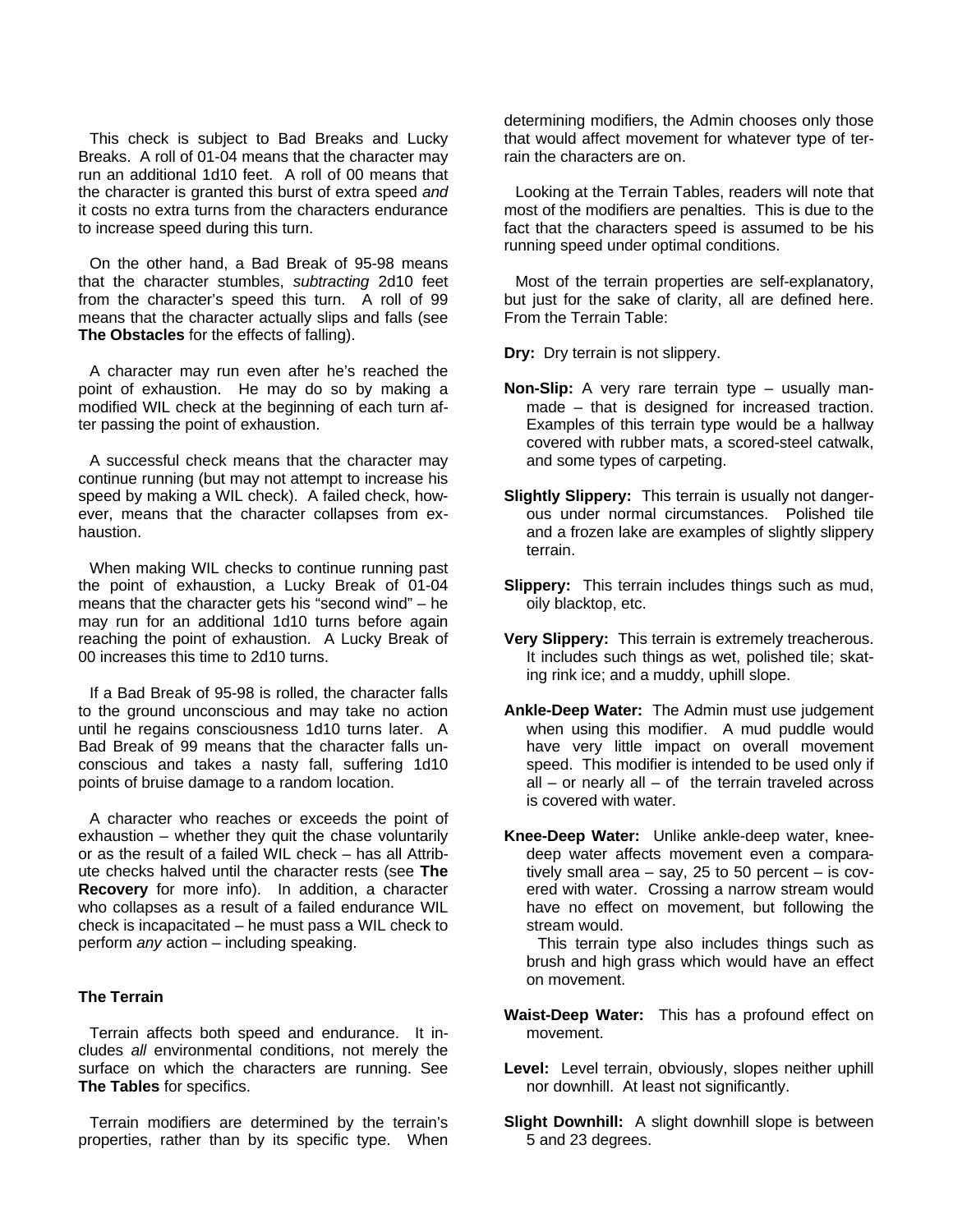This check is subject to Bad Breaks and Lucky Breaks. A roll of 01-04 means that the character may run an additional 1d10 feet. A roll of 00 means that the character is granted this burst of extra speed *and* it costs no extra turns from the characters endurance to increase speed during this turn.

On the other hand, a Bad Break of 95-98 means that the character stumbles, *subtracting* 2d10 feet from the character's speed this turn. A roll of 99 means that the character actually slips and falls (see **The Obstacles** for the effects of falling).

A character may run even after he's reached the point of exhaustion. He may do so by making a modified WIL check at the beginning of each turn after passing the point of exhaustion.

A successful check means that the character may continue running (but may not attempt to increase his speed by making a WIL check). A failed check, however, means that the character collapses from exhaustion.

When making WIL checks to continue running past the point of exhaustion, a Lucky Break of 01-04 means that the character gets his "second wind" – he may run for an additional 1d10 turns before again reaching the point of exhaustion. A Lucky Break of 00 increases this time to 2d10 turns.

If a Bad Break of 95-98 is rolled, the character falls to the ground unconscious and may take no action until he regains consciousness 1d10 turns later. A Bad Break of 99 means that the character falls unconscious and takes a nasty fall, suffering 1d10 points of bruise damage to a random location.

A character who reaches or exceeds the point of exhaustion – whether they quit the chase voluntarily or as the result of a failed WIL check – has all Attribute checks halved until the character rests (see **The Recovery** for more info). In addition, a character who collapses as a result of a failed endurance WIL check is incapacitated – he must pass a WIL check to perform *any* action – including speaking.

### The Terrain

Terrain affects both speed and endurance. It includes *all* environmental conditions, not merely the surface on which the characters are running. See **The Tables** for specifics.

Terrain modifiers are determined by the terrain's properties, rather than by its specific type. When determining modifiers, the Admin chooses only those that would affect movement for whatever type of terrain the characters are on.

Looking at the Terrain Tables, readers will note that most of the modifiers are penalties. This is due to the fact that the characters speed is assumed to be his running speed under optimal conditions.

Most of the terrain properties are self-explanatory, but just for the sake of clarity, all are defined here. From the Terrain Table:

**Dry:** Dry terrain is not slippery.

**Non-Slip:** A very rare terrain type – usually man-made – that is designed for increased traction. Examples of this terrain type would be a hallway covered with rubber mats, a scored-steel catwalk, and some types of carpeting.

**Slightly Slippery:** This terrain is usually not dangerous under normal circumstances. Polished tile and a frozen lake are examples of slightly slippery terrain.

**Slippery:** This terrain includes things such as mud, oily blacktop, etc.

**Very Slippery:** This terrain is extremely treacherous. It includes such things as wet, polished tile; skating rink ice; and a muddy, uphill slope.

**Ankle-Deep Water:** The Admin must use judgement when using this modifier. A mud puddle would have very little impact on overall movement speed. This modifier is intended to be used only if all – or nearly all – of the terrain traveled across is covered with water.

**Knee-Deep Water:** Unlike ankle-deep water, knee-deep water affects movement even a comparatively small area – say, 25 to 50 percent – is covered with water. Crossing a narrow stream would have no effect on movement, but following the stream would.

This terrain type also includes things such as brush and high grass which would have an effect on movement.

**Waist-Deep Water:** This has a profound effect on movement.

**Level:** Level terrain, obviously, slopes neither uphill nor downhill. At least not significantly.

**Slight Downhill:** A slight downhill slope is between 5 and 23 degrees.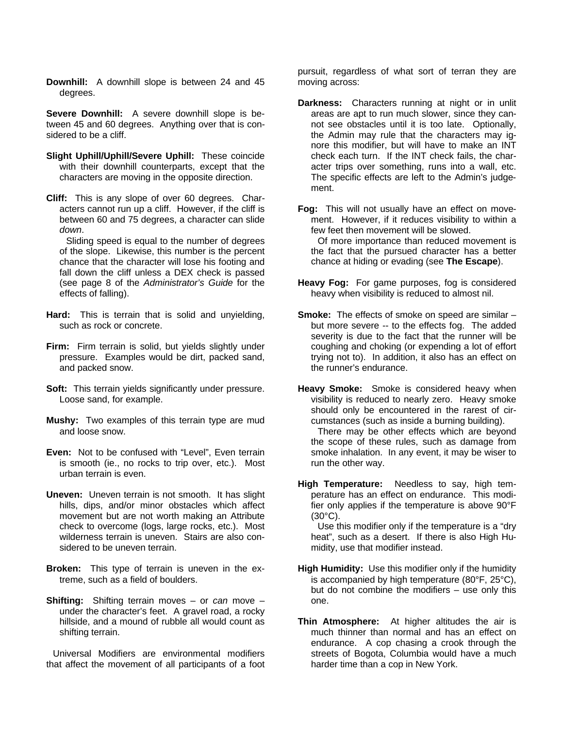**Downhill:** A downhill slope is between 24 and 45 degrees.

**Severe Downhill:** A severe downhill slope is between 45 and 60 degrees. Anything over that is considered to be a cliff.

**Slight Uphill/Uphill/Severe Uphill:** These coincide with their downhill counterparts, except that the characters are moving in the opposite direction.

**Cliff:** This is any slope of over 60 degrees. Characters cannot run up a cliff. However, if the cliff is between 60 and 75 degrees, a character can slide *down*.

Sliding speed is equal to the number of degrees of the slope. Likewise, this number is the percent chance that the character will lose his footing and fall down the cliff unless a DEX check is passed (see page 8 of the *Administrator's Guide* for the effects of falling).

**Hard:** This is terrain that is solid and unyielding, such as rock or concrete.

**Firm:** Firm terrain is solid, but yields slightly under pressure. Examples would be dirt, packed sand, and packed snow.

**Soft:** This terrain yields significantly under pressure. Loose sand, for example.

**Mushy:** Two examples of this terrain type are mud and loose snow.

**Even:** Not to be confused with "Level", Even terrain is smooth (ie., no rocks to trip over, etc.). Most urban terrain is even.

**Uneven:** Uneven terrain is not smooth. It has slight hills, dips, and/or minor obstacles which affect movement but are not worth making an Attribute check to overcome (logs, large rocks, etc.). Most wilderness terrain is uneven. Stairs are also considered to be uneven terrain.

**Broken:** This type of terrain is uneven in the extreme, such as a field of boulders.

**Shifting:** Shifting terrain moves – or *can* move – under the character's feet. A gravel road, a rocky hillside, and a mound of rubble all would count as shifting terrain.

Universal Modifiers are environmental modifiers that affect the movement of all participants of a foot pursuit, regardless of what sort of terran they are moving across:

**Darkness:** Characters running at night or in unlit areas are apt to run much slower, since they cannot see obstacles until it is too late. Optionally, the Admin may rule that the characters may ignore this modifier, but will have to make an INT check each turn. If the INT check fails, the character trips over something, runs into a wall, etc. The specific effects are left to the Admin's judgement.

**Fog:** This will not usually have an effect on movement. However, if it reduces visibility to within a few feet then movement will be slowed.

Of more importance than reduced movement is the fact that the pursued character has a better chance at hiding or evading (see **The Escape**).

**Heavy Fog:** For game purposes, fog is considered heavy when visibility is reduced to almost nil.

**Smoke:** The effects of smoke on speed are similar – but more severe -- to the effects fog. The added severity is due to the fact that the runner will be coughing and choking (or expending a lot of effort trying not to). In addition, it also has an effect on the runner's endurance.

**Heavy Smoke:** Smoke is considered heavy when visibility is reduced to nearly zero. Heavy smoke should only be encountered in the rarest of circumstances (such as inside a burning building).

There may be other effects which are beyond the scope of these rules, such as damage from smoke inhalation. In any event, it may be wiser to run the other way.

**High Temperature:** Needless to say, high temperature has an effect on endurance. This modifier only applies if the temperature is above 90°F (30°C).

Use this modifier only if the temperature is a "dry heat", such as a desert. If there is also High Humidity, use that modifier instead.

**High Humidity:** Use this modifier only if the humidity is accompanied by high temperature (80°F, 25°C), but do not combine the modifiers – use only this one.

**Thin Atmosphere:** At higher altitudes the air is much thinner than normal and has an effect on endurance. A cop chasing a crook through the streets of Bogota, Columbia would have a much harder time than a cop in New York.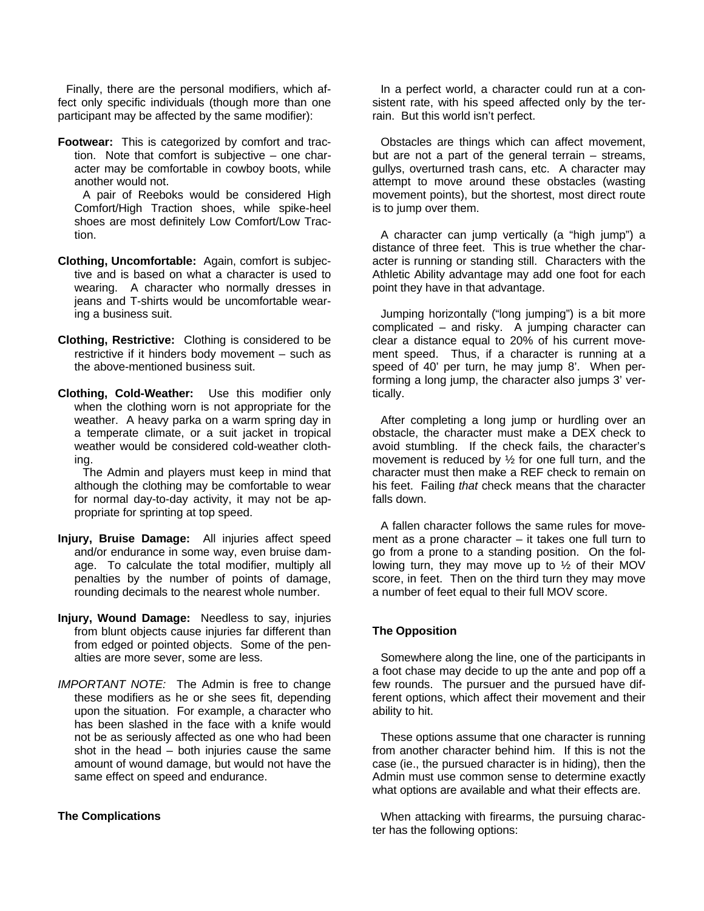Finally, there are the personal modifiers, which affect only specific individuals (though more than one participant may be affected by the same modifier):

**Footwear:** This is categorized by comfort and traction. Note that comfort is subjective – one character may be comfortable in cowboy boots, while another would not.

A pair of Reeboks would be considered High Comfort/High Traction shoes, while spike-heel shoes are most definitely Low Comfort/Low Traction.

**Clothing, Uncomfortable:** Again, comfort is subjective and is based on what a character is used to wearing. A character who normally dresses in jeans and T-shirts would be uncomfortable wearing a business suit.

**Clothing, Restrictive:** Clothing is considered to be restrictive if it hinders body movement – such as the above-mentioned business suit.

**Clothing, Cold-Weather:** Use this modifier only when the clothing worn is not appropriate for the weather. A heavy parka on a warm spring day in a temperate climate, or a suit jacket in tropical weather would be considered cold-weather clothing.

The Admin and players must keep in mind that although the clothing may be comfortable to wear for normal day-to-day activity, it may not be appropriate for sprinting at top speed.

**Injury, Bruise Damage:** All injuries affect speed and/or endurance in some way, even bruise damage. To calculate the total modifier, multiply all penalties by the number of points of damage, rounding decimals to the nearest whole number.

**Injury, Wound Damage:** Needless to say, injuries from blunt objects cause injuries far different than from edged or pointed objects. Some of the penalties are more sever, some are less.

*IMPORTANT NOTE:* The Admin is free to change these modifiers as he or she sees fit, depending upon the situation. For example, a character who has been slashed in the face with a knife would not be as seriously affected as one who had been shot in the head – both injuries cause the same amount of wound damage, but would not have the same effect on speed and endurance.

**The Complications**

In a perfect world, a character could run at a consistent rate, with his speed affected only by the terrain. But this world isn't perfect.

Obstacles are things which can affect movement, but are not a part of the general terrain – streams, gullys, overturned trash cans, etc. A character may attempt to move around these obstacles (wasting movement points), but the shortest, most direct route is to jump over them.

A character can jump vertically (a "high jump") a distance of three feet. This is true whether the character is running or standing still. Characters with the Athletic Ability advantage may add one foot for each point they have in that advantage.

Jumping horizontally ("long jumping") is a bit more complicated – and risky. A jumping character can clear a distance equal to 20% of his current movement speed. Thus, if a character is running at a speed of 40' per turn, he may jump 8'. When performing a long jump, the character also jumps 3' vertically.

After completing a long jump or hurdling over an obstacle, the character must make a DEX check to avoid stumbling. If the check fails, the character's movement is reduced by ½ for one full turn, and the character must then make a REF check to remain on his feet. Failing *that* check means that the character falls down.

A fallen character follows the same rules for movement as a prone character – it takes one full turn to go from a prone to a standing position. On the following turn, they may move up to ½ of their MOV score, in feet. Then on the third turn they may move a number of feet equal to their full MOV score.

**The Opposition**

Somewhere along the line, one of the participants in a foot chase may decide to up the ante and pop off a few rounds. The pursuer and the pursued have different options, which affect their movement and their ability to hit.

These options assume that one character is running from another character behind him. If this is not the case (ie., the pursued character is in hiding), then the Admin must use common sense to determine exactly what options are available and what their effects are.

When attacking with firearms, the pursuing character has the following options: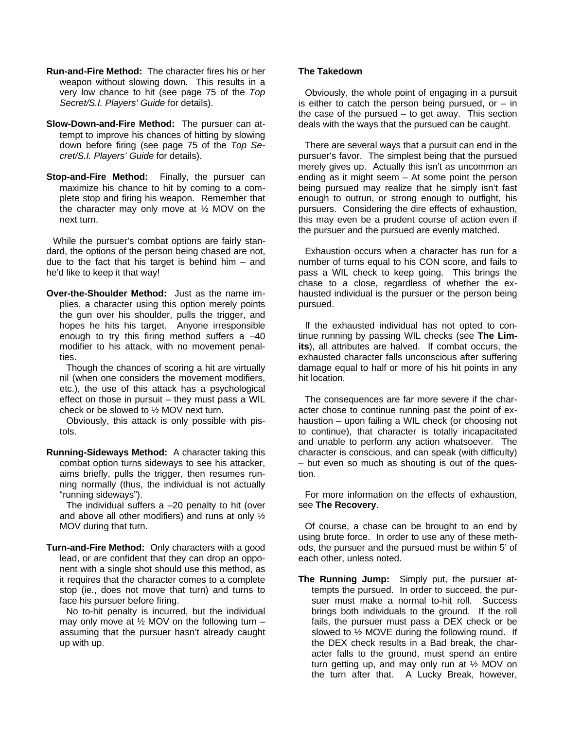**Run-and-Fire Method:** The character fires his or her weapon without slowing down. This results in a very low chance to hit (see page 75 of the *Top Secret/S.I. Players' Guide* for details).

**Slow-Down-and-Fire Method:** The pursuer can attempt to improve his chances of hitting by slowing down before firing (see page 75 of the *Top Secret/S.I. Players' Guide* for details).

**Stop-and-Fire Method:** Finally, the pursuer can maximize his chance to hit by coming to a complete stop and firing his weapon. Remember that the character may only move at ½ MOV on the next turn.

While the pursuer's combat options are fairly standard, the options of the person being chased are not, due to the fact that his target is behind him – and he'd like to keep it that way!

**Over-the-Shoulder Method:** Just as the name implies, a character using this option merely points the gun over his shoulder, pulls the trigger, and hopes he hits his target. Anyone irresponsible enough to try this firing method suffers a –40 modifier to his attack, with no movement penalties.

Though the chances of scoring a hit are virtually nil (when one considers the movement modifiers, etc.), the use of this attack has a psychological effect on those in pursuit – they must pass a WIL check or be slowed to ½ MOV next turn.

Obviously, this attack is only possible with pistols.

**Running-Sideways Method:** A character taking this combat option turns sideways to see his attacker, aims briefly, pulls the trigger, then resumes running normally (thus, the individual is not actually "running sideways").

The individual suffers a –20 penalty to hit (over and above all other modifiers) and runs at only ½ MOV during that turn.

**Turn-and-Fire Method:** Only characters with a good lead, or are confident that they can drop an opponent with a single shot should use this method, as it requires that the character comes to a complete stop (ie., does not move that turn) and turns to face his pursuer before firing.

No to-hit penalty is incurred, but the individual may only move at ½ MOV on the following turn – assuming that the pursuer hasn't already caught up with up.

**The Takedown**

Obviously, the whole point of engaging in a pursuit is either to catch the person being pursued, or – in the case of the pursued – to get away. This section deals with the ways that the pursued can be caught.

There are several ways that a pursuit can end in the pursuer's favor. The simplest being that the pursued merely gives up. Actually this isn't as uncommon an ending as it might seem – At some point the person being pursued may realize that he simply isn't fast enough to outrun, or strong enough to outfight, his pursuers. Considering the dire effects of exhaustion, this may even be a prudent course of action even if the pursuer and the pursued are evenly matched.

Exhaustion occurs when a character has run for a number of turns equal to his CON score, and fails to pass a WIL check to keep going. This brings the chase to a close, regardless of whether the exhausted individual is the pursuer or the person being pursued.

If the exhausted individual has not opted to continue running by passing WIL checks (see **The Limits**), all attributes are halved. If combat occurs, the exhausted character falls unconscious after suffering damage equal to half or more of his hit points in any hit location.

The consequences are far more severe if the character chose to continue running past the point of exhaustion – upon failing a WIL check (or choosing not to continue), that character is totally incapacitated and unable to perform any action whatsoever. The character is conscious, and can speak (with difficulty) – but even so much as shouting is out of the question.

For more information on the effects of exhaustion, see **The Recovery**.

Of course, a chase can be brought to an end by using brute force. In order to use any of these methods, the pursuer and the pursued must be within 5' of each other, unless noted.

**The Running Jump:** Simply put, the pursuer attempts the pursued. In order to succeed, the pursuer must make a normal to-hit roll. Success brings both individuals to the ground. If the roll fails, the pursuer must pass a DEX check or be slowed to ½ MOVE during the following round. If the DEX check results in a Bad break, the character falls to the ground, must spend an entire turn getting up, and may only run at ½ MOV on the turn after that. A Lucky Break, however,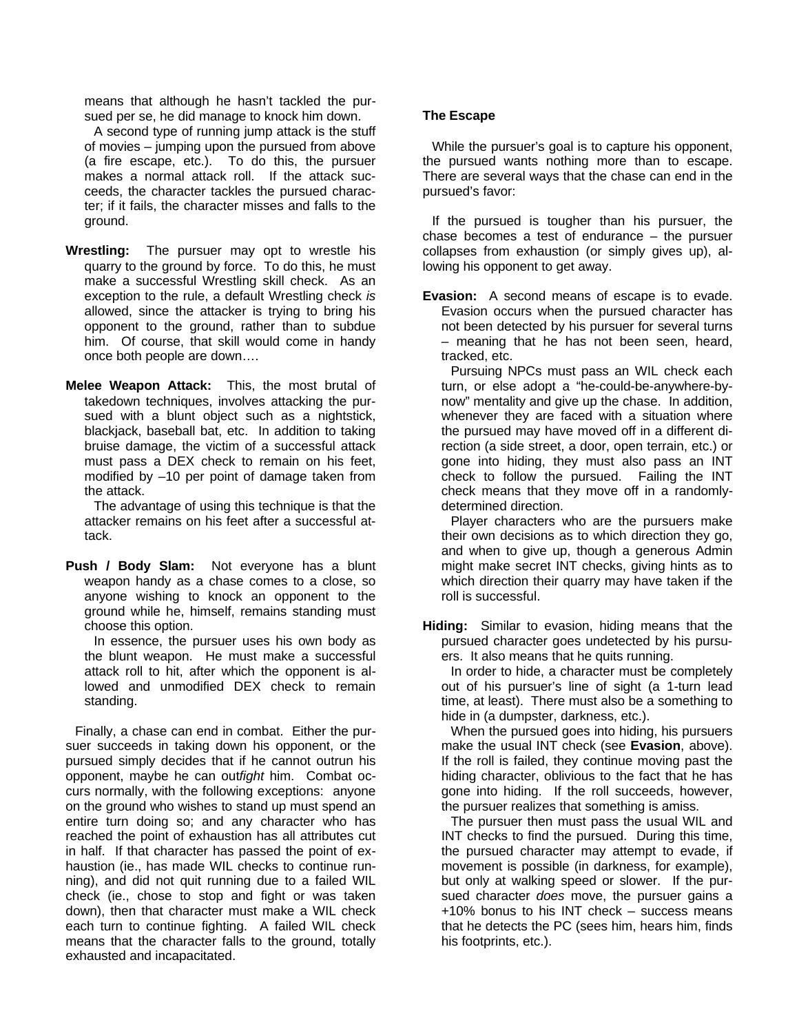means that although he hasn't tackled the pursued per se, he did manage to knock him down.

A second type of running jump attack is the stuff of movies – jumping upon the pursued from above (a fire escape, etc.). To do this, the pursuer makes a normal attack roll. If the attack succeeds, the character tackles the pursued character; if it fails, the character misses and falls to the ground.

**Wrestling:** The pursuer may opt to wrestle his quarry to the ground by force. To do this, he must make a successful Wrestling skill check. As an exception to the rule, a default Wrestling check *is* allowed, since the attacker is trying to bring his opponent to the ground, rather than to subdue him. Of course, that skill would come in handy once both people are down….

**Melee Weapon Attack:** This, the most brutal of takedown techniques, involves attacking the pursued with a blunt object such as a nightstick, blackjack, baseball bat, etc. In addition to taking bruise damage, the victim of a successful attack must pass a DEX check to remain on his feet, modified by –10 per point of damage taken from the attack.

The advantage of using this technique is that the attacker remains on his feet after a successful attack.

**Push / Body Slam:** Not everyone has a blunt weapon handy as a chase comes to a close, so anyone wishing to knock an opponent to the ground while he, himself, remains standing must choose this option.

In essence, the pursuer uses his own body as the blunt weapon. He must make a successful attack roll to hit, after which the opponent is allowed and unmodified DEX check to remain standing.

Finally, a chase can end in combat. Either the pursuer succeeds in taking down his opponent, or the pursued simply decides that if he cannot outrun his opponent, maybe he can out*fight* him. Combat occurs normally, with the following exceptions: anyone on the ground who wishes to stand up must spend an entire turn doing so; and any character who has reached the point of exhaustion has all attributes cut in half. If that character has passed the point of exhaustion (ie., has made WIL checks to continue running), and did not quit running due to a failed WIL check (ie., chose to stop and fight or was taken down), then that character must make a WIL check each turn to continue fighting. A failed WIL check means that the character falls to the ground, totally exhausted and incapacitated.

### The Escape

While the pursuer's goal is to capture his opponent, the pursued wants nothing more than to escape. There are several ways that the chase can end in the pursued's favor:

If the pursued is tougher than his pursuer, the chase becomes a test of endurance – the pursuer collapses from exhaustion (or simply gives up), allowing his opponent to get away.

**Evasion:** A second means of escape is to evade. Evasion occurs when the pursued character has not been detected by his pursuer for several turns – meaning that he has not been seen, heard, tracked, etc.

Pursuing NPCs must pass an WIL check each turn, or else adopt a "he-could-be-anywhere-by-now" mentality and give up the chase. In addition, whenever they are faced with a situation where the pursued may have moved off in a different direction (a side street, a door, open terrain, etc.) or gone into hiding, they must also pass an INT check to follow the pursued. Failing the INT check means that they move off in a randomly-determined direction.

Player characters who are the pursuers make their own decisions as to which direction they go, and when to give up, though a generous Admin might make secret INT checks, giving hints as to which direction their quarry may have taken if the roll is successful.

**Hiding:** Similar to evasion, hiding means that the pursued character goes undetected by his pursuers. It also means that he quits running.

In order to hide, a character must be completely out of his pursuer's line of sight (a 1-turn lead time, at least). There must also be a something to hide in (a dumpster, darkness, etc.).

When the pursued goes into hiding, his pursuers make the usual INT check (see **Evasion**, above). If the roll is failed, they continue moving past the hiding character, oblivious to the fact that he has gone into hiding. If the roll succeeds, however, the pursuer realizes that something is amiss.

The pursuer then must pass the usual WIL and INT checks to find the pursued. During this time, the pursued character may attempt to evade, if movement is possible (in darkness, for example), but only at walking speed or slower. If the pursued character *does* move, the pursuer gains a +10% bonus to his INT check – success means that he detects the PC (sees him, hears him, finds his footprints, etc.).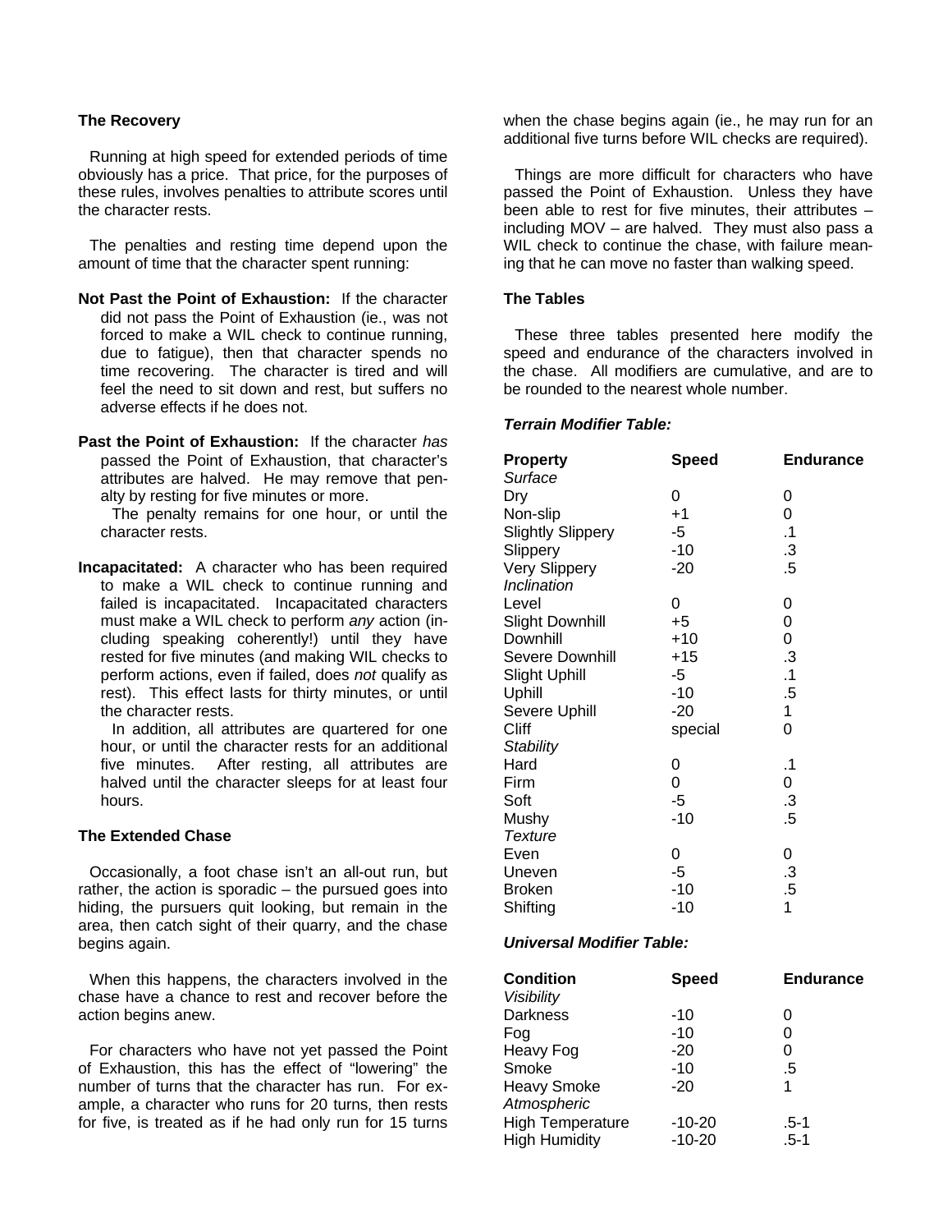### The Recovery

Running at high speed for extended periods of time obviously has a price. That price, for the purposes of these rules, involves penalties to attribute scores until the character rests.

The penalties and resting time depend upon the amount of time that the character spent running:

**Not Past the Point of Exhaustion:** If the character did not pass the Point of Exhaustion (ie., was not forced to make a WIL check to continue running, due to fatigue), then that character spends no time recovering. The character is tired and will feel the need to sit down and rest, but suffers no adverse effects if he does not.

**Past the Point of Exhaustion:** If the character *has* passed the Point of Exhaustion, that character's attributes are halved. He may remove that penalty by resting for five minutes or more.

The penalty remains for one hour, or until the character rests.

**Incapacitated:** A character who has been required to make a WIL check to continue running and failed is incapacitated. Incapacitated characters must make a WIL check to perform *any* action (including speaking coherently!) until they have rested for five minutes (and making WIL checks to perform actions, even if failed, does *not* qualify as rest). This effect lasts for thirty minutes, or until the character rests.

In addition, all attributes are quartered for one hour, or until the character rests for an additional five minutes. After resting, all attributes are halved until the character sleeps for at least four hours.

### The Extended Chase

Occasionally, a foot chase isn't an all-out run, but rather, the action is sporadic – the pursued goes into hiding, the pursuers quit looking, but remain in the area, then catch sight of their quarry, and the chase begins again.

When this happens, the characters involved in the chase have a chance to rest and recover before the action begins anew.

For characters who have not yet passed the Point of Exhaustion, this has the effect of "lowering" the number of turns that the character has run. For example, a character who runs for 20 turns, then rests for five, is treated as if he had only run for 15 turns when the chase begins again (ie., he may run for an additional five turns before WIL checks are required).

Things are more difficult for characters who have passed the Point of Exhaustion. Unless they have been able to rest for five minutes, their attributes – including MOV – are halved. They must also pass a WIL check to continue the chase, with failure meaning that he can move no faster than walking speed.

### The Tables

These three tables presented here modify the speed and endurance of the characters involved in the chase. All modifiers are cumulative, and are to be rounded to the nearest whole number.

***Terrain Modifier Table:***

| Property | Speed | Endurance |
|---|---|---|
| *Surface* | | |
| Dry | 0 | 0 |
| Non-slip | +1 | 0 |
| Slightly Slippery | -5 | .1 |
| Slippery | -10 | .3 |
| Very Slippery | -20 | .5 |
| *Inclination* | | |
| Level | 0 | 0 |
| Slight Downhill | +5 | 0 |
| Downhill | +10 | 0 |
| Severe Downhill | +15 | .3 |
| Slight Uphill | -5 | .1 |
| Uphill | -10 | .5 |
| Severe Uphill | -20 | 1 |
| Cliff | special | 0 |
| *Stability* | | |
| Hard | 0 | .1 |
| Firm | 0 | 0 |
| Soft | -5 | .3 |
| Mushy | -10 | .5 |
| *Texture* | | |
| Even | 0 | 0 |
| Uneven | -5 | .3 |
| Broken | -10 | .5 |
| Shifting | -10 | 1 |

***Universal Modifier Table:***

| Condition | Speed | Endurance |
|---|---|---|
| *Visibility* | | |
| Darkness | -10 | 0 |
| Fog | -10 | 0 |
| Heavy Fog | -20 | 0 |
| Smoke | -10 | .5 |
| Heavy Smoke | -20 | 1 |
| *Atmospheric* | | |
| High Temperature | -10-20 | .5-1 |
| High Humidity | -10-20 | .5-1 |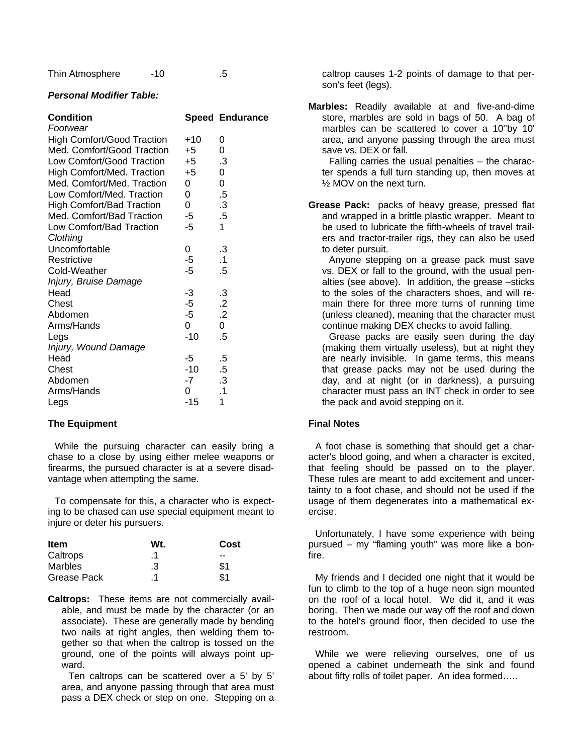| | | |
|---|---|---|
| Thin Atmosphere | -10 | .5 |

***Personal Modifier Table:***

| Condition | Speed | Endurance |
|---|---|---|
| *Footwear* | | |
| High Comfort/Good Traction | +10 | 0 |
| Med. Comfort/Good Traction | +5 | 0 |
| Low Comfort/Good Traction | +5 | .3 |
| High Comfort/Med. Traction | +5 | 0 |
| Med. Comfort/Med. Traction | 0 | 0 |
| Low Comfort/Med. Traction | 0 | .5 |
| High Comfort/Bad Traction | 0 | .3 |
| Med. Comfort/Bad Traction | -5 | .5 |
| Low Comfort/Bad Traction | -5 | 1 |
| *Clothing* | | |
| Uncomfortable | 0 | .3 |
| Restrictive | -5 | .1 |
| Cold-Weather | -5 | .5 |
| *Injury, Bruise Damage* | | |
| Head | -3 | .3 |
| Chest | -5 | .2 |
| Abdomen | -5 | .2 |
| Arms/Hands | 0 | 0 |
| Legs | -10 | .5 |
| *Injury, Wound Damage* | | |
| Head | -5 | .5 |
| Chest | -10 | .5 |
| Abdomen | -7 | .3 |
| Arms/Hands | 0 | .1 |
| Legs | -15 | 1 |

**The Equipment**

While the pursuing character can easily bring a chase to a close by using either melee weapons or firearms, the pursued character is at a severe disadvantage when attempting the same.

To compensate for this, a character who is expecting to be chased can use special equipment meant to injure or deter his pursuers.

| Item | Wt. | Cost |
|---|---|---|
| Caltrops | .1 | -- |
| Marbles | .3 | $1 |
| Grease Pack | .1 | $1 |

**Caltrops:** These items are not commercially available, and must be made by the character (or an associate). These are generally made by bending two nails at right angles, then welding them together so that when the caltrop is tossed on the ground, one of the points will always point upward.

Ten caltrops can be scattered over a 5' by 5' area, and anyone passing through that area must pass a DEX check or step on one. Stepping on a caltrop causes 1-2 points of damage to that person's feet (legs).

**Marbles:** Readily available at and five-and-dime store, marbles are sold in bags of 50. A bag of marbles can be scattered to cover a 10''by 10' area, and anyone passing through the area must save vs. DEX or fall.

Falling carries the usual penalties – the character spends a full turn standing up, then moves at ½ MOV on the next turn.

**Grease Pack:** packs of heavy grease, pressed flat and wrapped in a brittle plastic wrapper. Meant to be used to lubricate the fifth-wheels of travel trailers and tractor-trailer rigs, they can also be used to deter pursuit.

Anyone stepping on a grease pack must save vs. DEX or fall to the ground, with the usual penalties (see above). In addition, the grease –sticks to the soles of the characters shoes, and will remain there for three more turns of running time (unless cleaned), meaning that the character must continue making DEX checks to avoid falling.

Grease packs are easily seen during the day (making them virtually useless), but at night they are nearly invisible. In game terms, this means that grease packs may not be used during the day, and at night (or in darkness), a pursuing character must pass an INT check in order to see the pack and avoid stepping on it.

**Final Notes**

A foot chase is something that should get a character's blood going, and when a character is excited, that feeling should be passed on to the player. These rules are meant to add excitement and uncertainty to a foot chase, and should not be used if the usage of them degenerates into a mathematical exercise.

Unfortunately, I have some experience with being pursued – my "flaming youth" was more like a bonfire.

My friends and I decided one night that it would be fun to climb to the top of a huge neon sign mounted on the roof of a local hotel. We did it, and it was boring. Then we made our way off the roof and down to the hotel's ground floor, then decided to use the restroom.

While we were relieving ourselves, one of us opened a cabinet underneath the sink and found about fifty rolls of toilet paper. An idea formed…..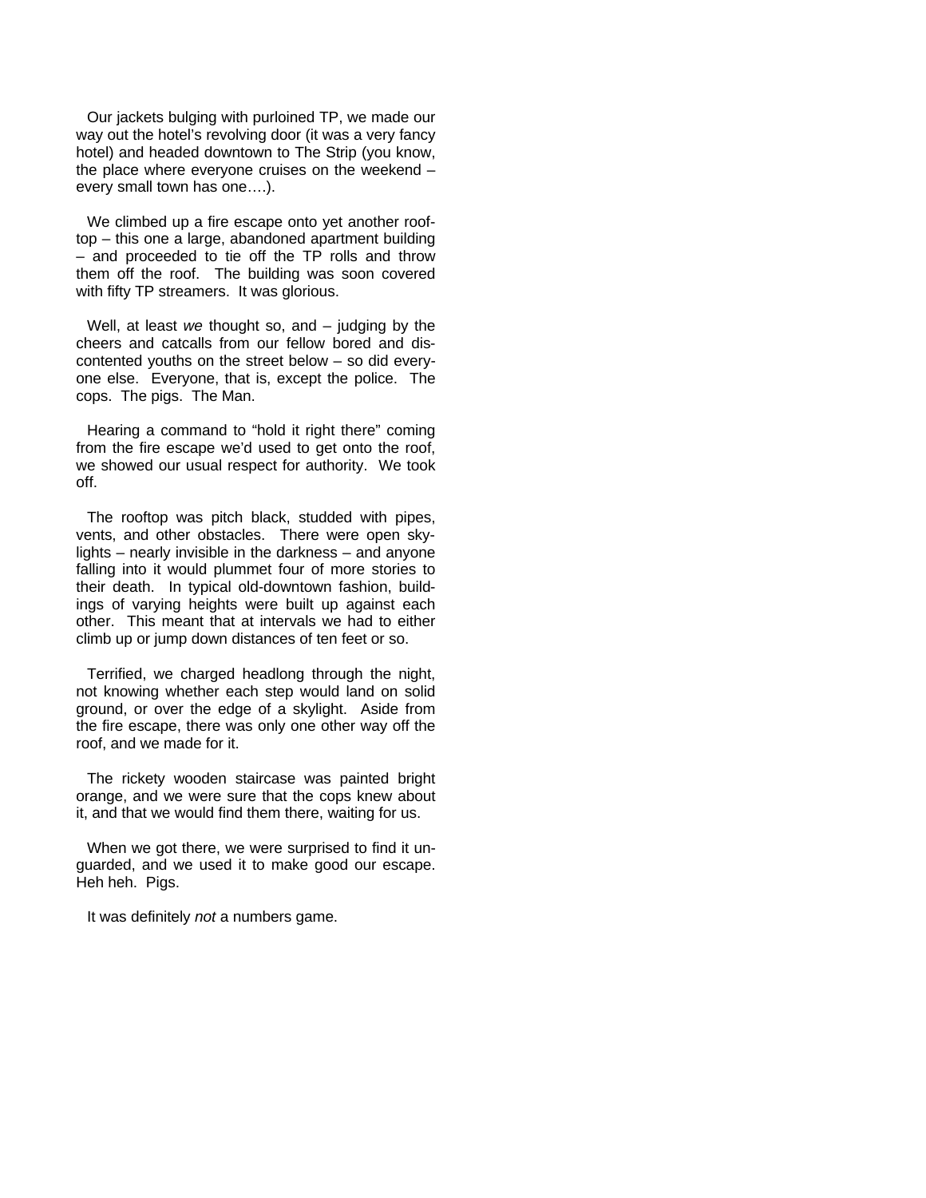Our jackets bulging with purloined TP, we made our way out the hotel's revolving door (it was a very fancy hotel) and headed downtown to The Strip (you know, the place where everyone cruises on the weekend – every small town has one….).

We climbed up a fire escape onto yet another rooftop – this one a large, abandoned apartment building – and proceeded to tie off the TP rolls and throw them off the roof. The building was soon covered with fifty TP streamers. It was glorious.

Well, at least *we* thought so, and – judging by the cheers and catcalls from our fellow bored and discontented youths on the street below – so did everyone else. Everyone, that is, except the police. The cops. The pigs. The Man.

Hearing a command to "hold it right there" coming from the fire escape we'd used to get onto the roof, we showed our usual respect for authority. We took off.

The rooftop was pitch black, studded with pipes, vents, and other obstacles. There were open skylights – nearly invisible in the darkness – and anyone falling into it would plummet four of more stories to their death. In typical old-downtown fashion, buildings of varying heights were built up against each other. This meant that at intervals we had to either climb up or jump down distances of ten feet or so.

Terrified, we charged headlong through the night, not knowing whether each step would land on solid ground, or over the edge of a skylight. Aside from the fire escape, there was only one other way off the roof, and we made for it.

The rickety wooden staircase was painted bright orange, and we were sure that the cops knew about it, and that we would find them there, waiting for us.

When we got there, we were surprised to find it unguarded, and we used it to make good our escape. Heh heh. Pigs.

It was definitely *not* a numbers game.